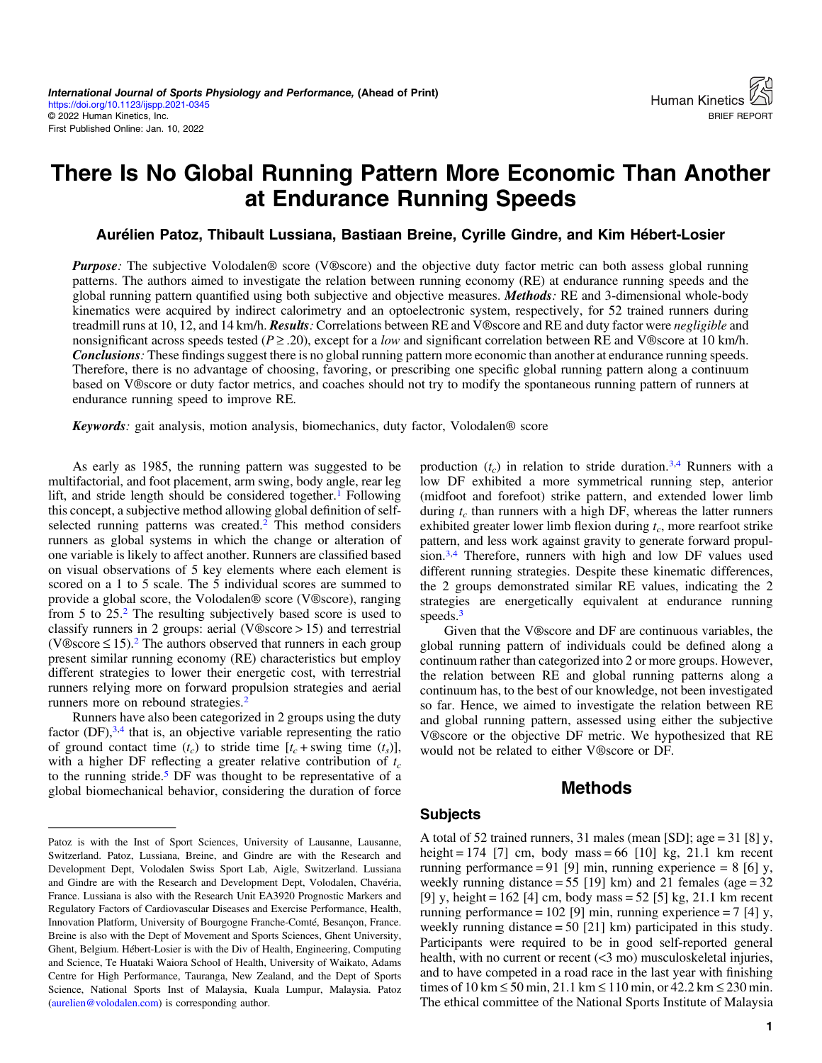# There Is No Global Running Pattern More Economic Than Another at Endurance Running Speeds

**Aurélien Patoz, Thibault Lussiana, Bastiaan Breine, Cyrille Gindre, and Kim Hébert-Losier**

***Purpose:*** The subjective Volodalen® score (V®score) and the objective duty factor metric can both assess global running patterns. The authors aimed to investigate the relation between running economy (RE) at endurance running speeds and the global running pattern quantified using both subjective and objective measures. ***Methods:*** RE and 3-dimensional whole-body kinematics were acquired by indirect calorimetry and an optoelectronic system, respectively, for 52 trained runners during treadmill runs at 10, 12, and 14 km/h. ***Results:*** Correlations between RE and V®score and RE and duty factor were *negligible* and nonsignificant across speeds tested ($P \geq .20$), except for a *low* and significant correlation between RE and V®score at 10 km/h. ***Conclusions:*** These findings suggest there is no global running pattern more economic than another at endurance running speeds. Therefore, there is no advantage of choosing, favoring, or prescribing one specific global running pattern along a continuum based on V®score or duty factor metrics, and coaches should not try to modify the spontaneous running pattern of runners at endurance running speed to improve RE.

***Keywords:*** gait analysis, motion analysis, biomechanics, duty factor, Volodalen® score

As early as 1985, the running pattern was suggested to be multifactorial, and foot placement, arm swing, body angle, rear leg lift, and stride length should be considered together.[1] Following this concept, a subjective method allowing global definition of self-selected running patterns was created.[2] This method considers runners as global systems in which the change or alteration of one variable is likely to affect another. Runners are classified based on visual observations of 5 key elements where each element is scored on a 1 to 5 scale. The 5 individual scores are summed to provide a global score, the Volodalen® score (V®score), ranging from 5 to 25.[2] The resulting subjectively based score is used to classify runners in 2 groups: aerial (V®score > 15) and terrestrial (V®score ≤ 15).[2] The authors observed that runners in each group present similar running economy (RE) characteristics but employ different strategies to lower their energetic cost, with terrestrial runners relying more on forward propulsion strategies and aerial runners more on rebound strategies.[2]

Runners have also been categorized in 2 groups using the duty factor (DF),[3,4] that is, an objective variable representing the ratio of ground contact time ($t_c$) to stride time [$t_c$ + swing time ($t_s$)], with a higher DF reflecting a greater relative contribution of $t_c$ to the running stride.[5] DF was thought to be representative of a global biomechanical behavior, considering the duration of force production ($t_c$) in relation to stride duration.[3,4] Runners with a low DF exhibited a more symmetrical running step, anterior (midfoot and forefoot) strike pattern, and extended lower limb during $t_c$ than runners with a high DF, whereas the latter runners exhibited greater lower limb flexion during $t_c$, more rearfoot strike pattern, and less work against gravity to generate forward propulsion.[3,4] Therefore, runners with high and low DF values used different running strategies. Despite these kinematic differences, the 2 groups demonstrated similar RE values, indicating the 2 strategies are energetically equivalent at endurance running speeds.[3]

Given that the V®score and DF are continuous variables, the global running pattern of individuals could be defined along a continuum rather than categorized into 2 or more groups. However, the relation between RE and global running patterns along a continuum has, to the best of our knowledge, not been investigated so far. Hence, we aimed to investigate the relation between RE and global running pattern, assessed using either the subjective V®score or the objective DF metric. We hypothesized that RE would not be related to either V®score or DF.

## Methods

### Subjects

A total of 52 trained runners, 31 males (mean [SD]; age = 31 [8] y, height = 174 [7] cm, body mass = 66 [10] kg, 21.1 km recent running performance = 91 [9] min, running experience = 8 [6] y, weekly running distance = 55 [19] km) and 21 females (age = 32 [9] y, height = 162 [4] cm, body mass = 52 [5] kg, 21.1 km recent running performance = 102 [9] min, running experience = 7 [4] y, weekly running distance = 50 [21] km) participated in this study. Participants were required to be in good self-reported general health, with no current or recent (<3 mo) musculoskeletal injuries, and to have competed in a road race in the last year with finishing times of 10 km ≤ 50 min, 21.1 km ≤ 110 min, or 42.2 km ≤ 230 min. The ethical committee of the National Sports Institute of Malaysia

Patoz is with the Inst of Sport Sciences, University of Lausanne, Lausanne, Switzerland. Patoz, Lussiana, Breine, and Gindre are with the Research and Development Dept, Volodalen Swiss Sport Lab, Aigle, Switzerland. Lussiana and Gindre are with the Research and Development Dept, Volodalen, Chavéria, France. Lussiana is also with the Research Unit EA3920 Prognostic Markers and Regulatory Factors of Cardiovascular Diseases and Exercise Performance, Health, Innovation Platform, University of Bourgogne Franche-Comté, Besançon, France. Breine is also with the Dept of Movement and Sports Sciences, Ghent University, Ghent, Belgium. Hébert-Losier is with the Div of Health, Engineering, Computing and Science, Te Huataki Waiora School of Health, University of Waikato, Adams Centre for High Performance, Tauranga, New Zealand, and the Dept of Sports Science, National Sports Inst of Malaysia, Kuala Lumpur, Malaysia. Patoz (aurelien@volodalen.com) is corresponding author.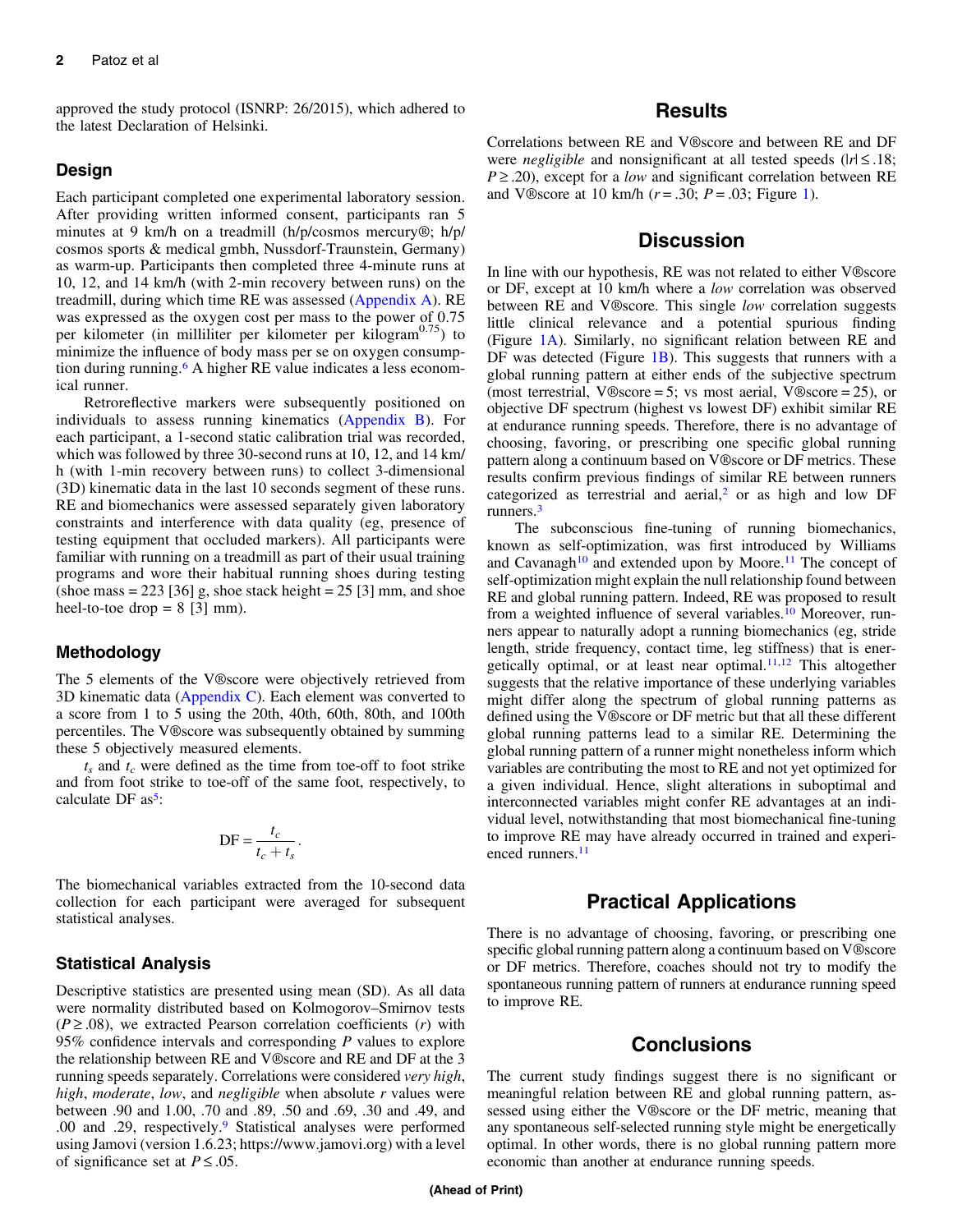approved the study protocol (ISNRP: 26/2015), which adhered to the latest Declaration of Helsinki.

## Design

Each participant completed one experimental laboratory session. After providing written informed consent, participants ran 5 minutes at 9 km/h on a treadmill (h/p/cosmos mercury®; h/p/cosmos sports & medical gmbh, Nussdorf-Traunstein, Germany) as warm-up. Participants then completed three 4-minute runs at 10, 12, and 14 km/h (with 2-min recovery between runs) on the treadmill, during which time RE was assessed (Appendix A). RE was expressed as the oxygen cost per mass to the power of 0.75 per kilometer (in milliliter per kilometer per kilogram$^{0.75}$) to minimize the influence of body mass per se on oxygen consumption during running.[6] A higher RE value indicates a less economical runner.

Retroreflective markers were subsequently positioned on individuals to assess running kinematics (Appendix B). For each participant, a 1-second static calibration trial was recorded, which was followed by three 30-second runs at 10, 12, and 14 km/h (with 1-min recovery between runs) to collect 3-dimensional (3D) kinematic data in the last 10 seconds segment of these runs. RE and biomechanics were assessed separately given laboratory constraints and interference with data quality (eg, presence of testing equipment that occluded markers). All participants were familiar with running on a treadmill as part of their usual training programs and wore their habitual running shoes during testing (shoe mass = 223 [36] g, shoe stack height = 25 [3] mm, and shoe heel-to-toe drop = 8 [3] mm).

## Methodology

The 5 elements of the V®score were objectively retrieved from 3D kinematic data (Appendix C). Each element was converted to a score from 1 to 5 using the 20th, 40th, 60th, 80th, and 100th percentiles. The V®score was subsequently obtained by summing these 5 objectively measured elements.

$t_s$ and $t_c$ were defined as the time from toe-off to foot strike and from foot strike to toe-off of the same foot, respectively, to calculate DF as[5]:

$$\text{DF} = \frac{t_c}{t_c + t_s}.$$

The biomechanical variables extracted from the 10-second data collection for each participant were averaged for subsequent statistical analyses.

## Statistical Analysis

Descriptive statistics are presented using mean (SD). As all data were normality distributed based on Kolmogorov–Smirnov tests ($P \geq .08$), we extracted Pearson correlation coefficients ($r$) with 95% confidence intervals and corresponding $P$ values to explore the relationship between RE and V®score and RE and DF at the 3 running speeds separately. Correlations were considered *very high*, *high*, *moderate*, *low*, and *negligible* when absolute $r$ values were between .90 and 1.00, .70 and .89, .50 and .69, .30 and .49, and .00 and .29, respectively.[9] Statistical analyses were performed using Jamovi (version 1.6.23; https://www.jamovi.org) with a level of significance set at $P \leq .05$.

# Results

Correlations between RE and V®score and between RE and DF were *negligible* and nonsignificant at all tested speeds ($|r| \leq .18$; $P \geq .20$), except for a *low* and significant correlation between RE and V®score at 10 km/h ($r = .30$; $P = .03$; Figure 1).

# Discussion

In line with our hypothesis, RE was not related to either V®score or DF, except at 10 km/h where a *low* correlation was observed between RE and V®score. This single *low* correlation suggests little clinical relevance and a potential spurious finding (Figure 1A). Similarly, no significant relation between RE and DF was detected (Figure 1B). This suggests that runners with a global running pattern at either ends of the subjective spectrum (most terrestrial, V®score = 5; vs most aerial, V®score = 25), or objective DF spectrum (highest vs lowest DF) exhibit similar RE at endurance running speeds. Therefore, there is no advantage of choosing, favoring, or prescribing one specific global running pattern along a continuum based on V®score or DF metrics. These results confirm previous findings of similar RE between runners categorized as terrestrial and aerial,[2] or as high and low DF runners.[3]

The subconscious fine-tuning of running biomechanics, known as self-optimization, was first introduced by Williams and Cavanagh[10] and extended upon by Moore.[11] The concept of self-optimization might explain the null relationship found between RE and global running pattern. Indeed, RE was proposed to result from a weighted influence of several variables.[10] Moreover, runners appear to naturally adopt a running biomechanics (eg, stride length, stride frequency, contact time, leg stiffness) that is energetically optimal, or at least near optimal.[11,12] This altogether suggests that the relative importance of these underlying variables might differ along the spectrum of global running patterns as defined using the V®score or DF metric but that all these different global running patterns lead to a similar RE. Determining the global running pattern of a runner might nonetheless inform which variables are contributing the most to RE and not yet optimized for a given individual. Hence, slight alterations in suboptimal and interconnected variables might confer RE advantages at an individual level, notwithstanding that most biomechanical fine-tuning to improve RE may have already occurred in trained and experienced runners.[11]

# Practical Applications

There is no advantage of choosing, favoring, or prescribing one specific global running pattern along a continuum based on V®score or DF metrics. Therefore, coaches should not try to modify the spontaneous running pattern of runners at endurance running speed to improve RE.

# Conclusions

The current study findings suggest there is no significant or meaningful relation between RE and global running pattern, assessed using either the V®score or the DF metric, meaning that any spontaneous self-selected running style might be energetically optimal. In other words, there is no global running pattern more economic than another at endurance running speeds.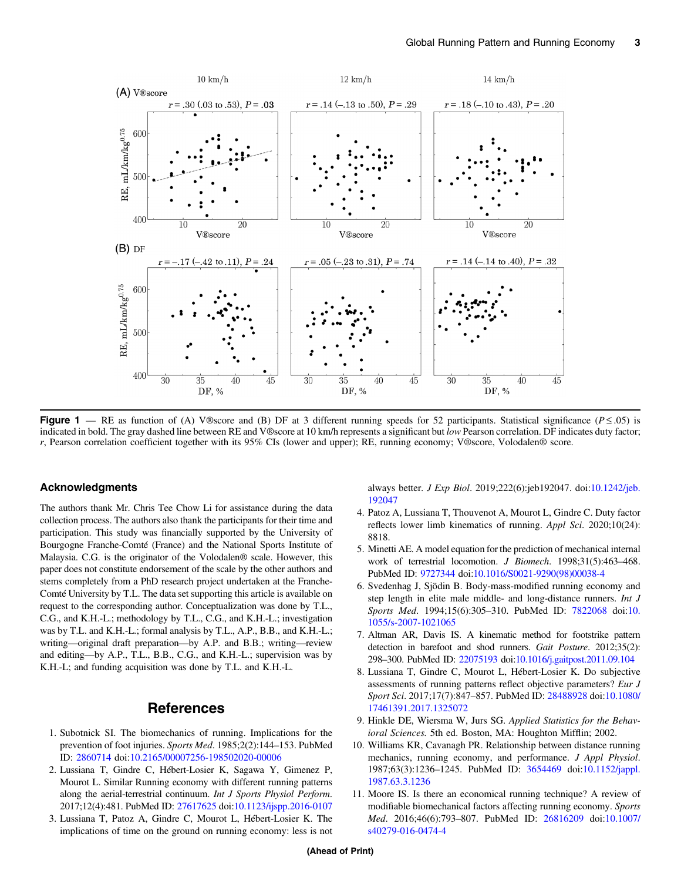Figure 1 — RE as function of (A) V®score and (B) DF at 3 different running speeds for 52 participants. Statistical significance ($P \leq .05$) is indicated in bold. The gray dashed line between RE and V®score at 10 km/h represents a significant but *low* Pearson correlation. DF indicates duty factor; *r*, Pearson correlation coefficient together with its 95% CIs (lower and upper); RE, running economy; V®score, Volodalen® score.

## Acknowledgments

The authors thank Mr. Chris Tee Chow Li for assistance during the data collection process. The authors also thank the participants for their time and participation. This study was financially supported by the University of Bourgogne Franche-Comté (France) and the National Sports Institute of Malaysia. C.G. is the originator of the Volodalen® scale. However, this paper does not constitute endorsement of the scale by the other authors and stems completely from a PhD research project undertaken at the Franche-Comté University by T.L. The data set supporting this article is available on request to the corresponding author. Conceptualization was done by T.L., C.G., and K.H.-L.; methodology by T.L., C.G., and K.H.-L.; investigation was by T.L. and K.H.-L.; formal analysis by T.L., A.P., B.B., and K.H.-L.; writing—original draft preparation—by A.P. and B.B.; writing—review and editing—by A.P., T.L., B.B., C.G., and K.H.-L.; supervision was by K.H.-L; and funding acquisition was done by T.L. and K.H.-L.

## References

1. Subotnick SI. The biomechanics of running. Implications for the prevention of foot injuries. *Sports Med*. 1985;2(2):144–153. PubMed ID: 2860714 doi:10.2165/00007256-198502020-00006
2. Lussiana T, Gindre C, Hébert-Losier K, Sagawa Y, Gimenez P, Mourot L. Similar Running economy with different running patterns along the aerial-terrestrial continuum. *Int J Sports Physiol Perform*. 2017;12(4):481. PubMed ID: 27617625 doi:10.1123/ijspp.2016-0107
3. Lussiana T, Patoz A, Gindre C, Mourot L, Hébert-Losier K. The implications of time on the ground on running economy: less is not always better. *J Exp Biol*. 2019;222(6):jeb192047. doi:10.1242/jeb.192047
4. Patoz A, Lussiana T, Thouvenot A, Mourot L, Gindre C. Duty factor reflects lower limb kinematics of running. *Appl Sci*. 2020;10(24):8818.
5. Minetti AE. A model equation for the prediction of mechanical internal work of terrestrial locomotion. *J Biomech*. 1998;31(5):463–468. PubMed ID: 9727344 doi:10.1016/S0021-9290(98)00038-4
6. Svedenhag J, Sjödin B. Body-mass-modified running economy and step length in elite male middle- and long-distance runners. *Int J Sports Med*. 1994;15(6):305–310. PubMed ID: 7822068 doi:10.1055/s-2007-1021065
7. Altman AR, Davis IS. A kinematic method for footstrike pattern detection in barefoot and shod runners. *Gait Posture*. 2012;35(2):298–300. PubMed ID: 22075193 doi:10.1016/j.gaitpost.2011.09.104
8. Lussiana T, Gindre C, Mourot L, Hébert-Losier K. Do subjective assessments of running patterns reflect objective parameters? *Eur J Sport Sci*. 2017;17(7):847–857. PubMed ID: 28488928 doi:10.1080/17461391.2017.1325072
9. Hinkle DE, Wiersma W, Jurs SG. *Applied Statistics for the Behavioral Sciences*. 5th ed. Boston, MA: Houghton Mifflin; 2002.
10. Williams KR, Cavanagh PR. Relationship between distance running mechanics, running economy, and performance. *J Appl Physiol*. 1987;63(3):1236–1245. PubMed ID: 3654469 doi:10.1152/jappl.1987.63.3.1236
11. Moore IS. Is there an economical running technique? A review of modifiable biomechanical factors affecting running economy. *Sports Med*. 2016;46(6):793–807. PubMed ID: 26816209 doi:10.1007/s40279-016-0474-4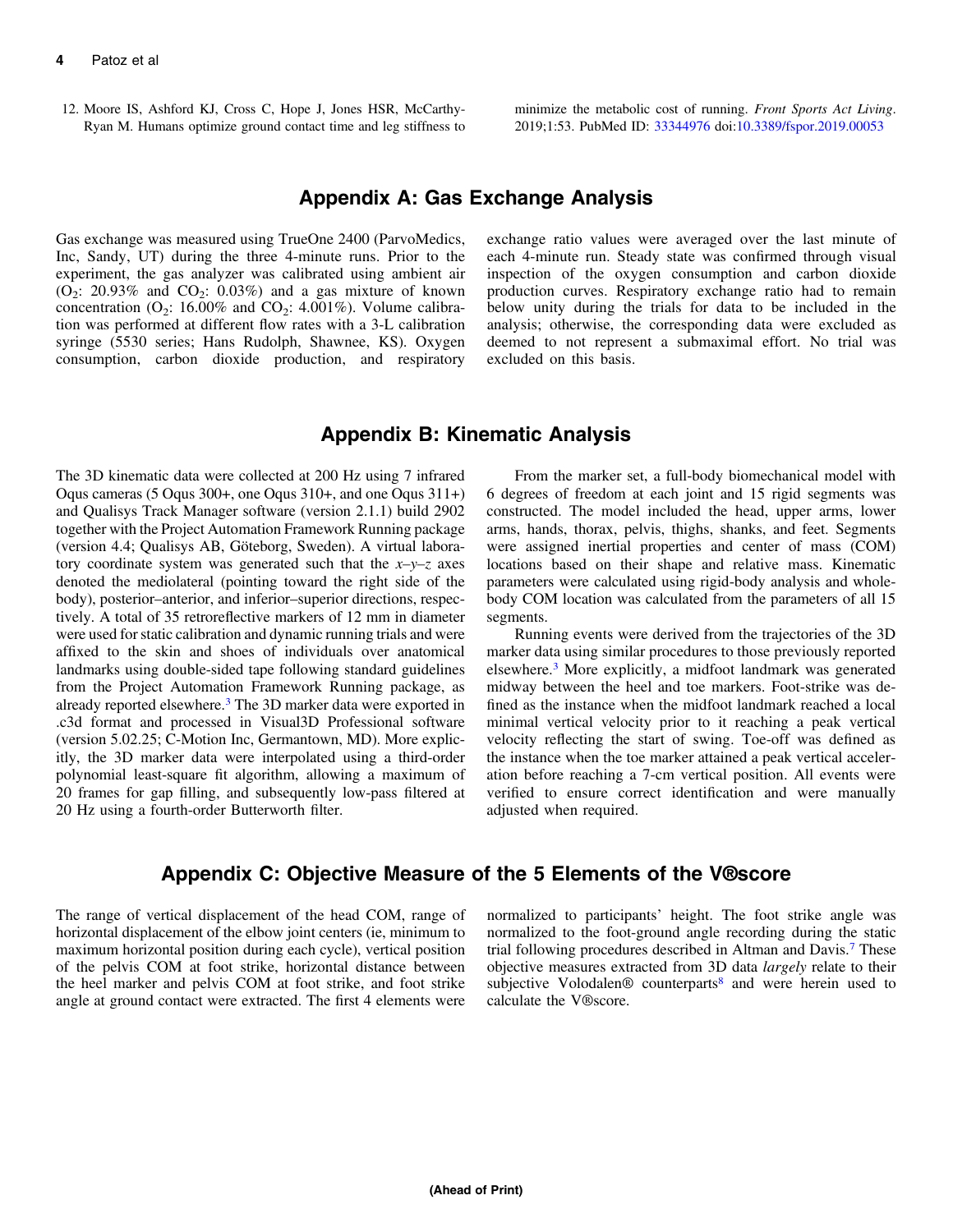12. Moore IS, Ashford KJ, Cross C, Hope J, Jones HSR, McCarthy-Ryan M. Humans optimize ground contact time and leg stiffness to minimize the metabolic cost of running. *Front Sports Act Living*. 2019;1:53. PubMed ID: 33344976 doi:10.3389/fspor.2019.00053

## Appendix A: Gas Exchange Analysis

Gas exchange was measured using TrueOne 2400 (ParvoMedics, Inc, Sandy, UT) during the three 4-minute runs. Prior to the experiment, the gas analyzer was calibrated using ambient air ($O_2$: 20.93% and $CO_2$: 0.03%) and a gas mixture of known concentration ($O_2$: 16.00% and $CO_2$: 4.001%). Volume calibration was performed at different flow rates with a 3-L calibration syringe (5530 series; Hans Rudolph, Shawnee, KS). Oxygen consumption, carbon dioxide production, and respiratory exchange ratio values were averaged over the last minute of each 4-minute run. Steady state was confirmed through visual inspection of the oxygen consumption and carbon dioxide production curves. Respiratory exchange ratio had to remain below unity during the trials for data to be included in the analysis; otherwise, the corresponding data were excluded as deemed to not represent a submaximal effort. No trial was excluded on this basis.

## Appendix B: Kinematic Analysis

The 3D kinematic data were collected at 200 Hz using 7 infrared Oqus cameras (5 Oqus 300+, one Oqus 310+, and one Oqus 311+) and Qualisys Track Manager software (version 2.1.1) build 2902 together with the Project Automation Framework Running package (version 4.4; Qualisys AB, Göteborg, Sweden). A virtual laboratory coordinate system was generated such that the *x*–*y*–*z* axes denoted the mediolateral (pointing toward the right side of the body), posterior–anterior, and inferior–superior directions, respectively. A total of 35 retroreflective markers of 12 mm in diameter were used for static calibration and dynamic running trials and were affixed to the skin and shoes of individuals over anatomical landmarks using double-sided tape following standard guidelines from the Project Automation Framework Running package, as already reported elsewhere.[3] The 3D marker data were exported in .c3d format and processed in Visual3D Professional software (version 5.02.25; C-Motion Inc, Germantown, MD). More explicitly, the 3D marker data were interpolated using a third-order polynomial least-square fit algorithm, allowing a maximum of 20 frames for gap filling, and subsequently low-pass filtered at 20 Hz using a fourth-order Butterworth filter.

From the marker set, a full-body biomechanical model with 6 degrees of freedom at each joint and 15 rigid segments was constructed. The model included the head, upper arms, lower arms, hands, thorax, pelvis, thighs, shanks, and feet. Segments were assigned inertial properties and center of mass (COM) locations based on their shape and relative mass. Kinematic parameters were calculated using rigid-body analysis and whole-body COM location was calculated from the parameters of all 15 segments.

Running events were derived from the trajectories of the 3D marker data using similar procedures to those previously reported elsewhere.[3] More explicitly, a midfoot landmark was generated midway between the heel and toe markers. Foot-strike was defined as the instance when the midfoot landmark reached a local minimal vertical velocity prior to it reaching a peak vertical velocity reflecting the start of swing. Toe-off was defined as the instance when the toe marker attained a peak vertical acceleration before reaching a 7-cm vertical position. All events were verified to ensure correct identification and were manually adjusted when required.

## Appendix C: Objective Measure of the 5 Elements of the V®score

The range of vertical displacement of the head COM, range of horizontal displacement of the elbow joint centers (ie, minimum to maximum horizontal position during each cycle), vertical position of the pelvis COM at foot strike, horizontal distance between the heel marker and pelvis COM at foot strike, and foot strike angle at ground contact were extracted. The first 4 elements were normalized to participants' height. The foot strike angle was normalized to the foot-ground angle recording during the static trial following procedures described in Altman and Davis.[7] These objective measures extracted from 3D data *largely* relate to their subjective Volodalen® counterparts[8] and were herein used to calculate the V®score.